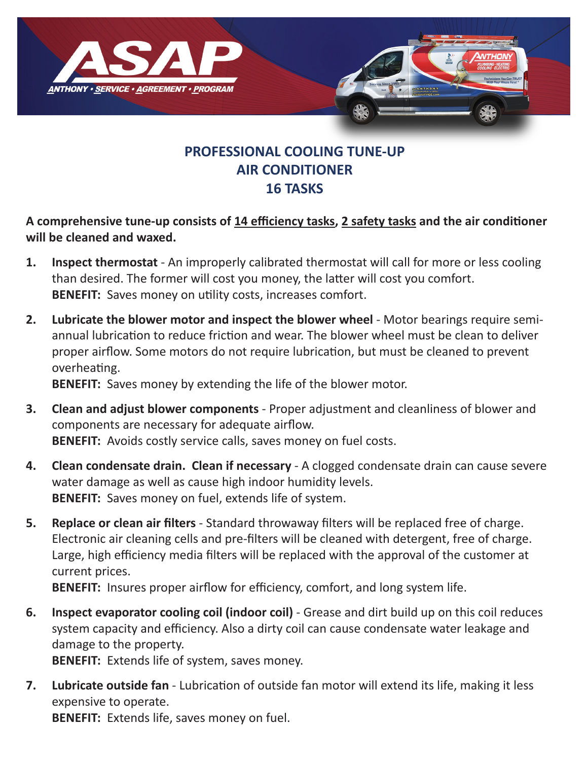# ASAP

*ANTHONY • SERVICE • AGREEMENT • PROGRAM*

## PROFESSIONAL COOLING TUNE-UP
## AIR CONDITIONER
## 16 TASKS

**A comprehensive tune-up consists of 14 efficiency tasks, 2 safety tasks and the air conditioner will be cleaned and waxed.**

1. **Inspect thermostat** - An improperly calibrated thermostat will call for more or less cooling than desired. The former will cost you money, the latter will cost you comfort.
   **BENEFIT:** Saves money on utility costs, increases comfort.

2. **Lubricate the blower motor and inspect the blower wheel** - Motor bearings require semi-annual lubrication to reduce friction and wear. The blower wheel must be clean to deliver proper airflow. Some motors do not require lubrication, but must be cleaned to prevent overheating.
   **BENEFIT:** Saves money by extending the life of the blower motor.

3. **Clean and adjust blower components** - Proper adjustment and cleanliness of blower and components are necessary for adequate airflow.
   **BENEFIT:** Avoids costly service calls, saves money on fuel costs.

4. **Clean condensate drain. Clean if necessary** - A clogged condensate drain can cause severe water damage as well as cause high indoor humidity levels.
   **BENEFIT:** Saves money on fuel, extends life of system.

5. **Replace or clean air filters** - Standard throwaway filters will be replaced free of charge. Electronic air cleaning cells and pre-filters will be cleaned with detergent, free of charge. Large, high efficiency media filters will be replaced with the approval of the customer at current prices.
   **BENEFIT:** Insures proper airflow for efficiency, comfort, and long system life.

6. **Inspect evaporator cooling coil (indoor coil)** - Grease and dirt build up on this coil reduces system capacity and efficiency. Also a dirty coil can cause condensate water leakage and damage to the property.
   **BENEFIT:** Extends life of system, saves money.

7. **Lubricate outside fan** - Lubrication of outside fan motor will extend its life, making it less expensive to operate.
   **BENEFIT:** Extends life, saves money on fuel.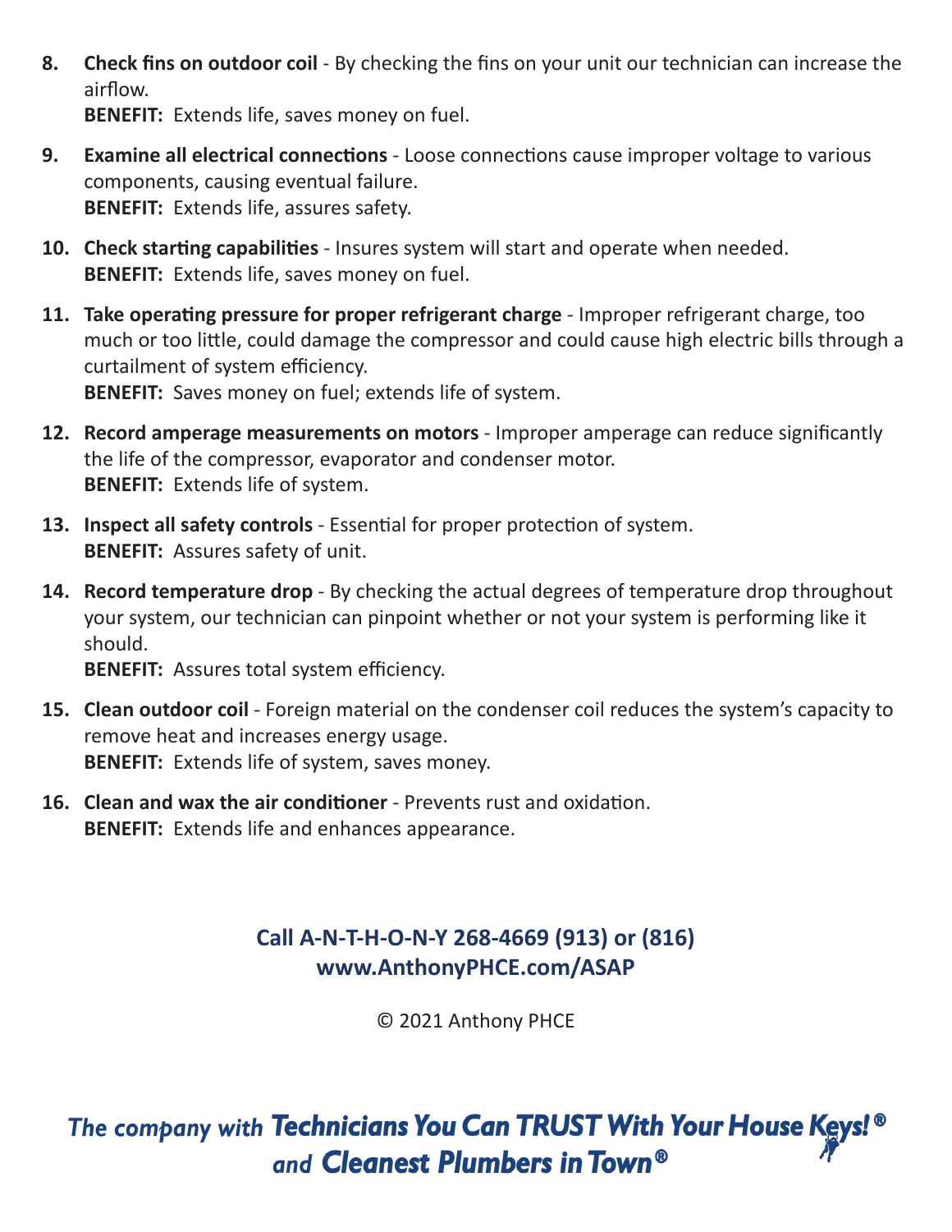8. **Check fins on outdoor coil** - By checking the fins on your unit our technician can increase the airflow.
   **BENEFIT:** Extends life, saves money on fuel.

9. **Examine all electrical connections** - Loose connections cause improper voltage to various components, causing eventual failure.
   **BENEFIT:** Extends life, assures safety.

10. **Check starting capabilities** - Insures system will start and operate when needed.
    **BENEFIT:** Extends life, saves money on fuel.

11. **Take operating pressure for proper refrigerant charge** - Improper refrigerant charge, too much or too little, could damage the compressor and could cause high electric bills through a curtailment of system efficiency.
    **BENEFIT:** Saves money on fuel; extends life of system.

12. **Record amperage measurements on motors** - Improper amperage can reduce significantly the life of the compressor, evaporator and condenser motor.
    **BENEFIT:** Extends life of system.

13. **Inspect all safety controls** - Essential for proper protection of system.
    **BENEFIT:** Assures safety of unit.

14. **Record temperature drop** - By checking the actual degrees of temperature drop throughout your system, our technician can pinpoint whether or not your system is performing like it should.
    **BENEFIT:** Assures total system efficiency.

15. **Clean outdoor coil** - Foreign material on the condenser coil reduces the system's capacity to remove heat and increases energy usage.
    **BENEFIT:** Extends life of system, saves money.

16. **Clean and wax the air conditioner** - Prevents rust and oxidation.
    **BENEFIT:** Extends life and enhances appearance.

**Call A-N-T-H-O-N-Y 268-4669 (913) or (816)**
**www.AnthonyPHCE.com/ASAP**

© 2021 Anthony PHCE

*The company with* ***Technicians You Can TRUST With Your House Keys!®***
*and* ***Cleanest Plumbers in Town®***